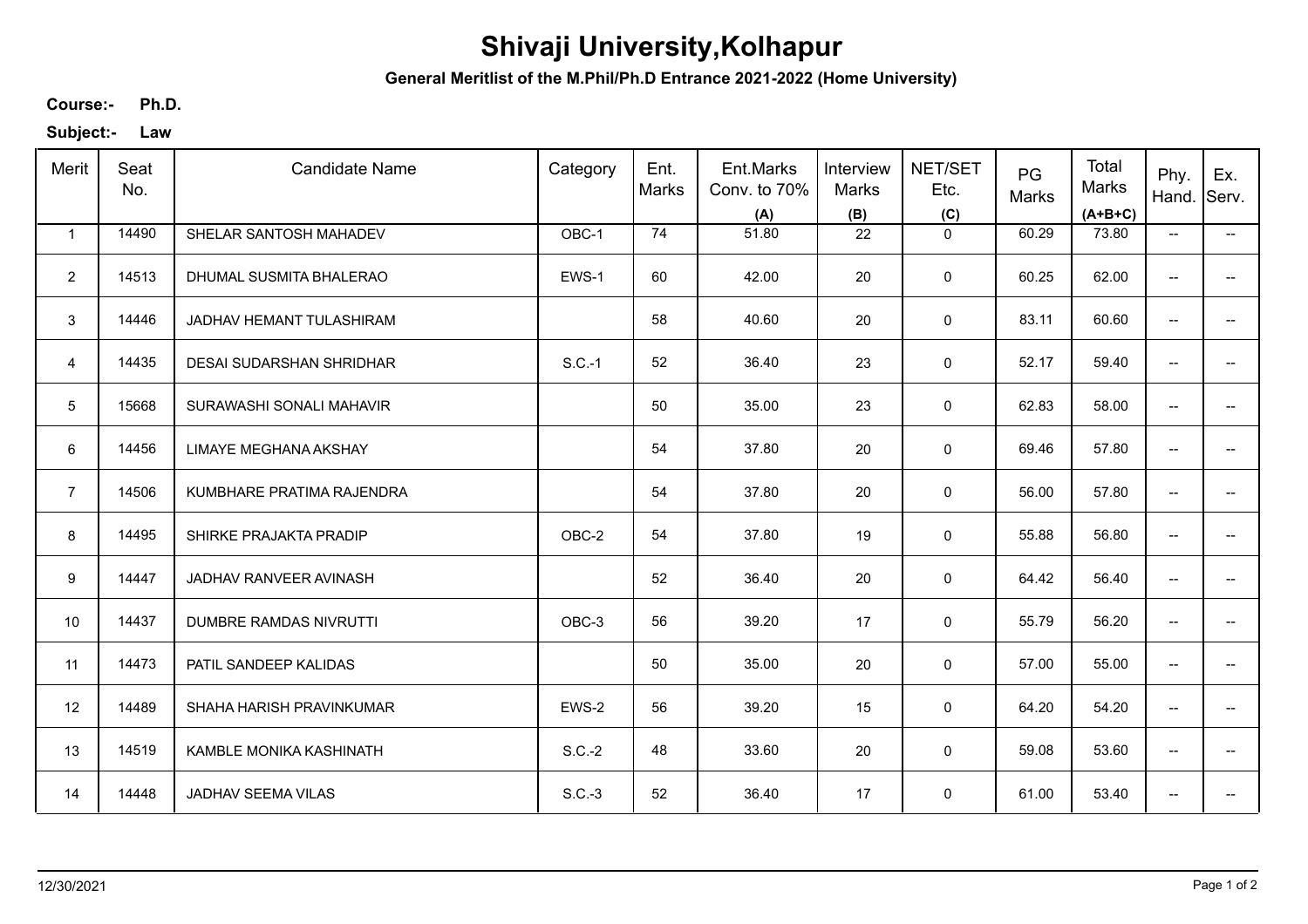# Shivaji University,Kolhapur

**General Meritlist of the M.Phil/Ph.D Entrance 2021-2022 (Home University)**

**Course:-** **Ph.D.**

**Subject:-** **Law**

| Merit | Seat No. | Candidate Name | Category | Ent. Marks | Ent.Marks Conv. to 70% (A) | Interview Marks (B) | NET/SET Etc. (C) | PG Marks | Total Marks (A+B+C) | Phy. Hand. | Ex. Serv. |
|---|---|---|---|---|---|---|---|---|---|---|---|
| 1 | 14490 | SHELAR SANTOSH MAHADEV | OBC-1 | 74 | 51.80 | 22 | 0 | 60.29 | 73.80 | -- | -- |
| 2 | 14513 | DHUMAL SUSMITA BHALERAO | EWS-1 | 60 | 42.00 | 20 | 0 | 60.25 | 62.00 | -- | -- |
| 3 | 14446 | JADHAV HEMANT TULASHIRAM | | 58 | 40.60 | 20 | 0 | 83.11 | 60.60 | -- | -- |
| 4 | 14435 | DESAI SUDARSHAN SHRIDHAR | S.C.-1 | 52 | 36.40 | 23 | 0 | 52.17 | 59.40 | -- | -- |
| 5 | 15668 | SURAWASHI SONALI MAHAVIR | | 50 | 35.00 | 23 | 0 | 62.83 | 58.00 | -- | -- |
| 6 | 14456 | LIMAYE MEGHANA AKSHAY | | 54 | 37.80 | 20 | 0 | 69.46 | 57.80 | -- | -- |
| 7 | 14506 | KUMBHARE PRATIMA RAJENDRA | | 54 | 37.80 | 20 | 0 | 56.00 | 57.80 | -- | -- |
| 8 | 14495 | SHIRKE PRAJAKTA PRADIP | OBC-2 | 54 | 37.80 | 19 | 0 | 55.88 | 56.80 | -- | -- |
| 9 | 14447 | JADHAV RANVEER AVINASH | | 52 | 36.40 | 20 | 0 | 64.42 | 56.40 | -- | -- |
| 10 | 14437 | DUMBRE RAMDAS NIVRUTTI | OBC-3 | 56 | 39.20 | 17 | 0 | 55.79 | 56.20 | -- | -- |
| 11 | 14473 | PATIL SANDEEP KALIDAS | | 50 | 35.00 | 20 | 0 | 57.00 | 55.00 | -- | -- |
| 12 | 14489 | SHAHA HARISH PRAVINKUMAR | EWS-2 | 56 | 39.20 | 15 | 0 | 64.20 | 54.20 | -- | -- |
| 13 | 14519 | KAMBLE MONIKA KASHINATH | S.C.-2 | 48 | 33.60 | 20 | 0 | 59.08 | 53.60 | -- | -- |
| 14 | 14448 | JADHAV SEEMA VILAS | S.C.-3 | 52 | 36.40 | 17 | 0 | 61.00 | 53.40 | -- | -- |

12/30/2021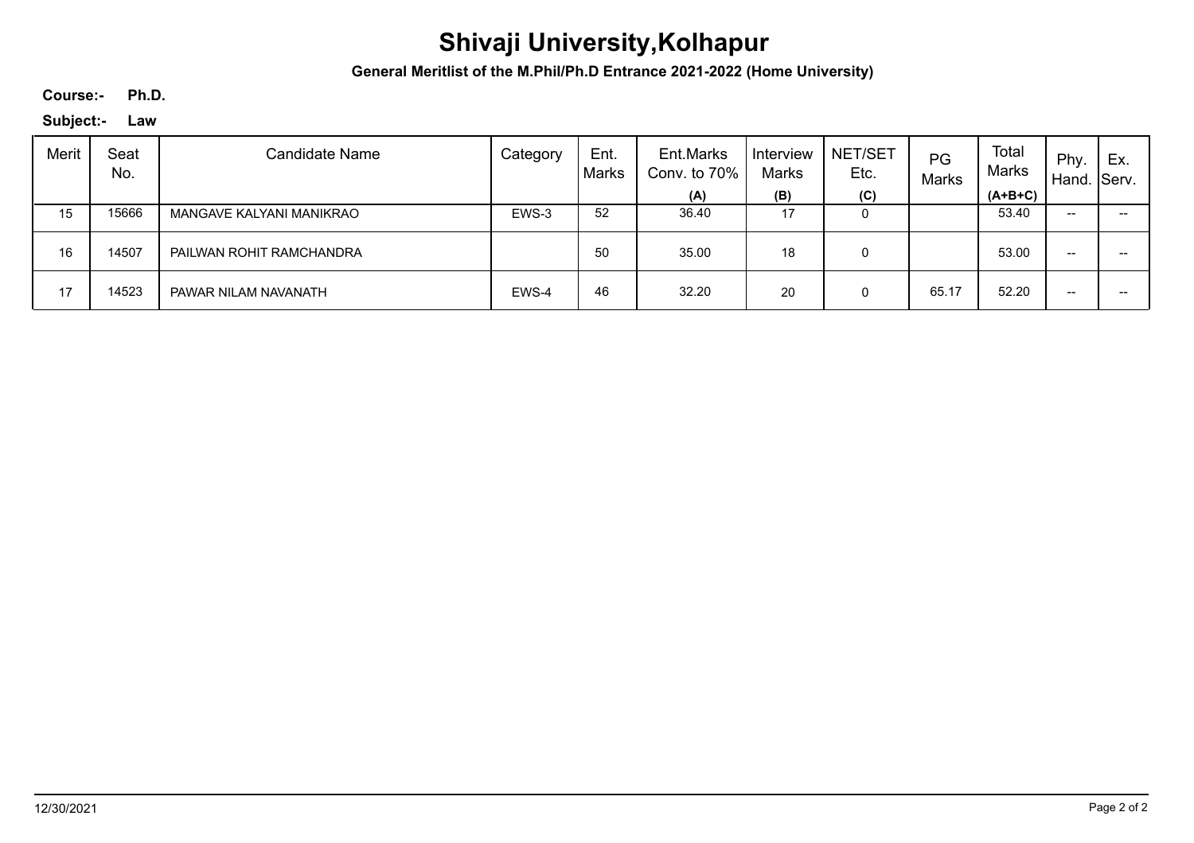# Shivaji University,Kolhapur

**General Meritlist of the M.Phil/Ph.D Entrance 2021-2022 (Home University)**

**Course:-** **Ph.D.**

**Subject:-** **Law**

| Merit | Seat No. | Candidate Name | Category | Ent. Marks | Ent.Marks Conv. to 70% (A) | Interview Marks (B) | NET/SET Etc. (C) | PG Marks | Total Marks (A+B+C) | Phy. Hand. | Ex. Serv. |
|---|---|---|---|---|---|---|---|---|---|---|---|
| 15 | 15666 | MANGAVE KALYANI MANIKRAO | EWS-3 | 52 | 36.40 | 17 | 0 | | 53.40 | -- | -- |
| 16 | 14507 | PAILWAN ROHIT RAMCHANDRA | | 50 | 35.00 | 18 | 0 | | 53.00 | -- | -- |
| 17 | 14523 | PAWAR NILAM NAVANATH | EWS-4 | 46 | 32.20 | 20 | 0 | 65.17 | 52.20 | -- | -- |

12/30/2021